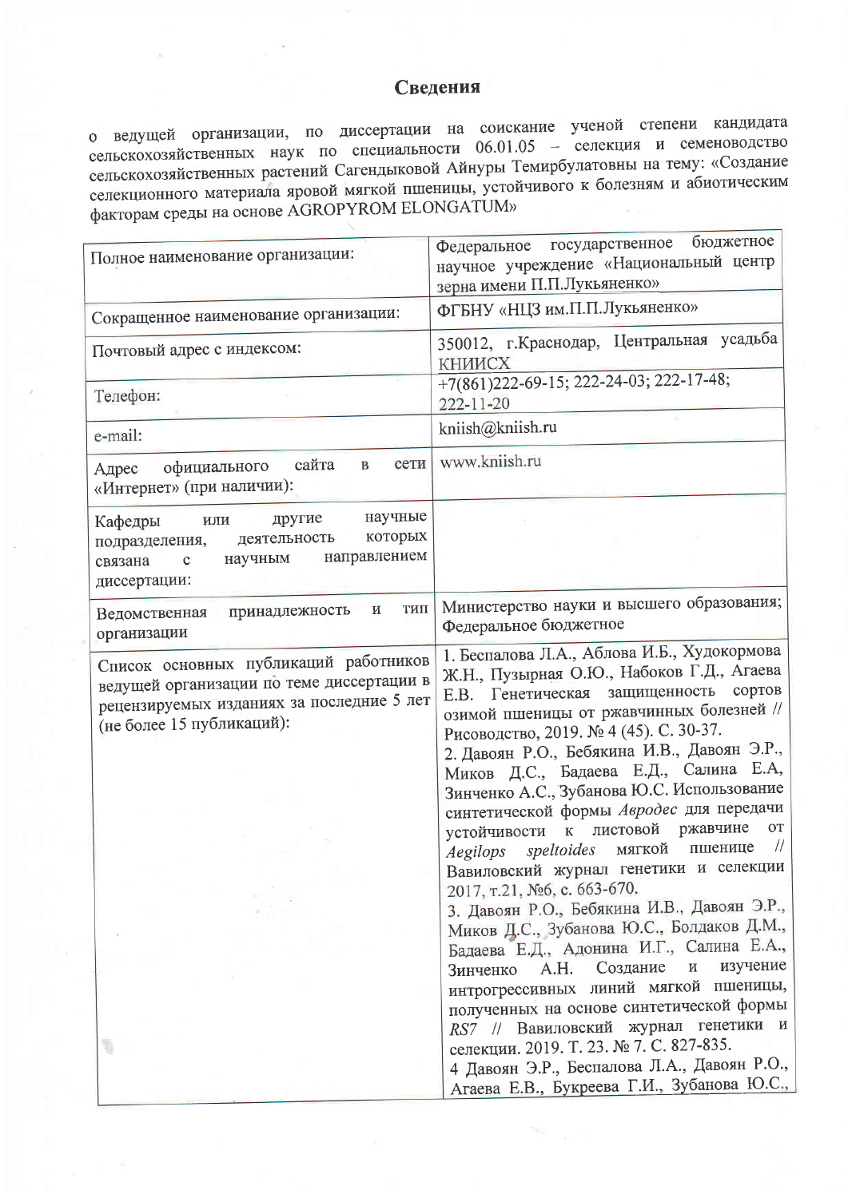# Сведения

о ведущей организации, по диссертации на соискание ученой степени кандидата сельскохозяйственных наук по специальности 06.01.05 – селекция и семеноводство сельскохозяйственных растений Сагендыковой Айнуры Темирбулатовны на тему: «Создание селекционного материала яровой мягкой пшеницы, устойчивого к болезням и абиотическим факторам среды на основе AGROPYROM ELONGATUM»

| | |
|---|---|
| Полное наименование организации: | Федеральное государственное бюджетное научное учреждение «Национальный центр зерна имени П.П.Лукьяненко» |
| Сокращенное наименование организации: | ФГБНУ «НЦЗ им.П.П.Лукьяненко» |
| Почтовый адрес с индексом: | 350012, г.Краснодар, Центральная усадьба КНИИСХ |
| Телефон: | +7(861)222-69-15; 222-24-03; 222-17-48; 222-11-20 |
| e-mail: | kniish@kniish.ru |
| Адрес официального сайта в сети «Интернет» (при наличии): | www.kniish.ru |
| Кафедры или другие научные подразделения, деятельность которых связана с научным направлением диссертации: | |
| Ведомственная принадлежность и тип организации | Министерство науки и высшего образования; Федеральное бюджетное |
| Список основных публикаций работников ведущей организации по теме диссертации в рецензируемых изданиях за последние 5 лет (не более 15 публикаций): | 1. Беспалова Л.А., Аблова И.Б., Худокормова Ж.Н., Пузырная О.Ю., Набоков Г.Д., Агаева Е.В. Генетическая защищенность сортов озимой пшеницы от ржавчинных болезней // Рисоводство, 2019. № 4 (45). С. 30-37.<br>2. Давоян Р.О., Бебякина И.В., Давоян Э.Р., Миков Д.С., Бадаева Е.Д., Салина Е.А, Зинченко А.С., Зубанова Ю.С. Использование синтетической формы *Авродес* для передачи устойчивости к листовой ржавчине от *Aegilops speltoides* мягкой пшенице // Вавиловский журнал генетики и селекции 2017, т.21, №6, с. 663-670.<br>3. Давоян Р.О., Бебякина И.В., Давоян Э.Р., Миков Д.С., Зубанова Ю.С., Болдаков Д.М., Бадаева Е.Д., Адонина И.Г., Салина Е.А., Зинченко А.Н. Создание и изучение интрогрессивных линий мягкой пшеницы, полученных на основе синтетической формы *RS7* // Вавиловский журнал генетики и селекции. 2019. Т. 23. № 7. С. 827-835.<br>4 Давоян Э.Р., Беспалова Л.А., Давоян Р.О., Агаева Е.В., Букреева Г.И., Зубанова Ю.С., |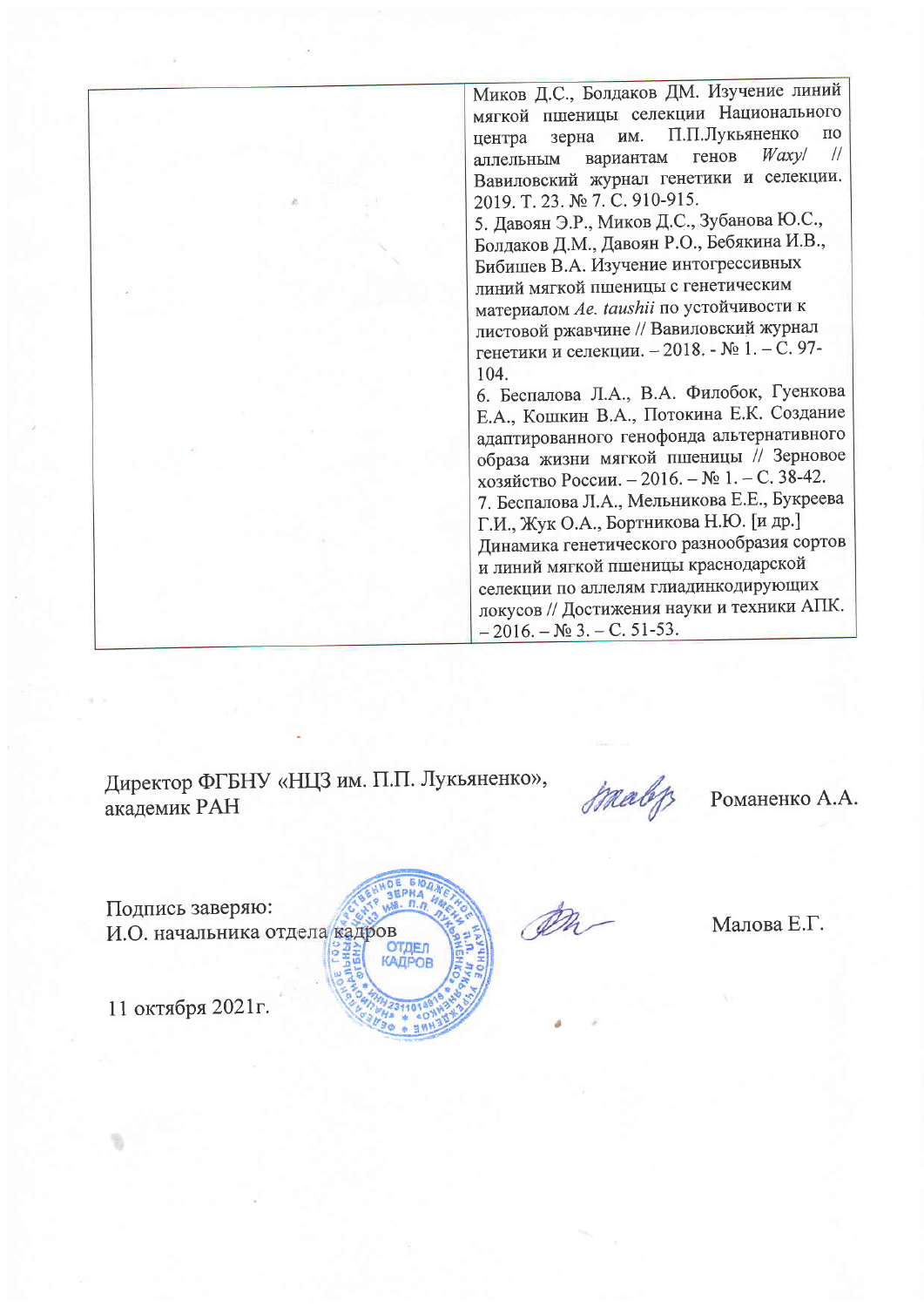| | |
|---|---|
| | Миков Д.С., Болдаков ДМ. Изучение линий мягкой пшеницы селекции Национального центра зерна им. П.П.Лукьяненко по аллельным вариантам генов *Waxy*/ // Вавиловский журнал генетики и селекции. 2019. Т. 23. № 7. С. 910-915.<br>5. Давоян Э.Р., Миков Д.С., Зубанова Ю.С., Болдаков Д.М., Давоян Р.О., Бебякина И.В., Бибишев В.А. Изучение интогрессивных линий мягкой пшеницы с генетическим материалом *Ae. taushii* по устойчивости к листовой ржавчине // Вавиловский журнал генетики и селекции. – 2018. - № 1. – С. 97-104.<br>6. Беспалова Л.А., В.А. Филобок, Гуенкова Е.А., Кошкин В.А., Потокина Е.К. Создание адаптированного генофонда альтернативного образа жизни мягкой пшеницы // Зерновое хозяйство России. – 2016. – № 1. – С. 38-42.<br>7. Беспалова Л.А., Мельникова Е.Е., Букреева Г.И., Жук О.А., Бортникова Н.Ю. [и др.] Динамика генетического разнообразия сортов и линий мягкой пшеницы краснодарской селекции по аллелям глиадинкодирующих локусов // Достижения науки и техники АПК. – 2016. – № 3. – С. 51-53. |

Директор ФГБНУ «НЦЗ им. П.П. Лукьяненко»,
академик РАН

Романенко А.А.

Подпись заверяю:
И.О. начальника отдела кадров

Малова Е.Г.

11 октября 2021г.